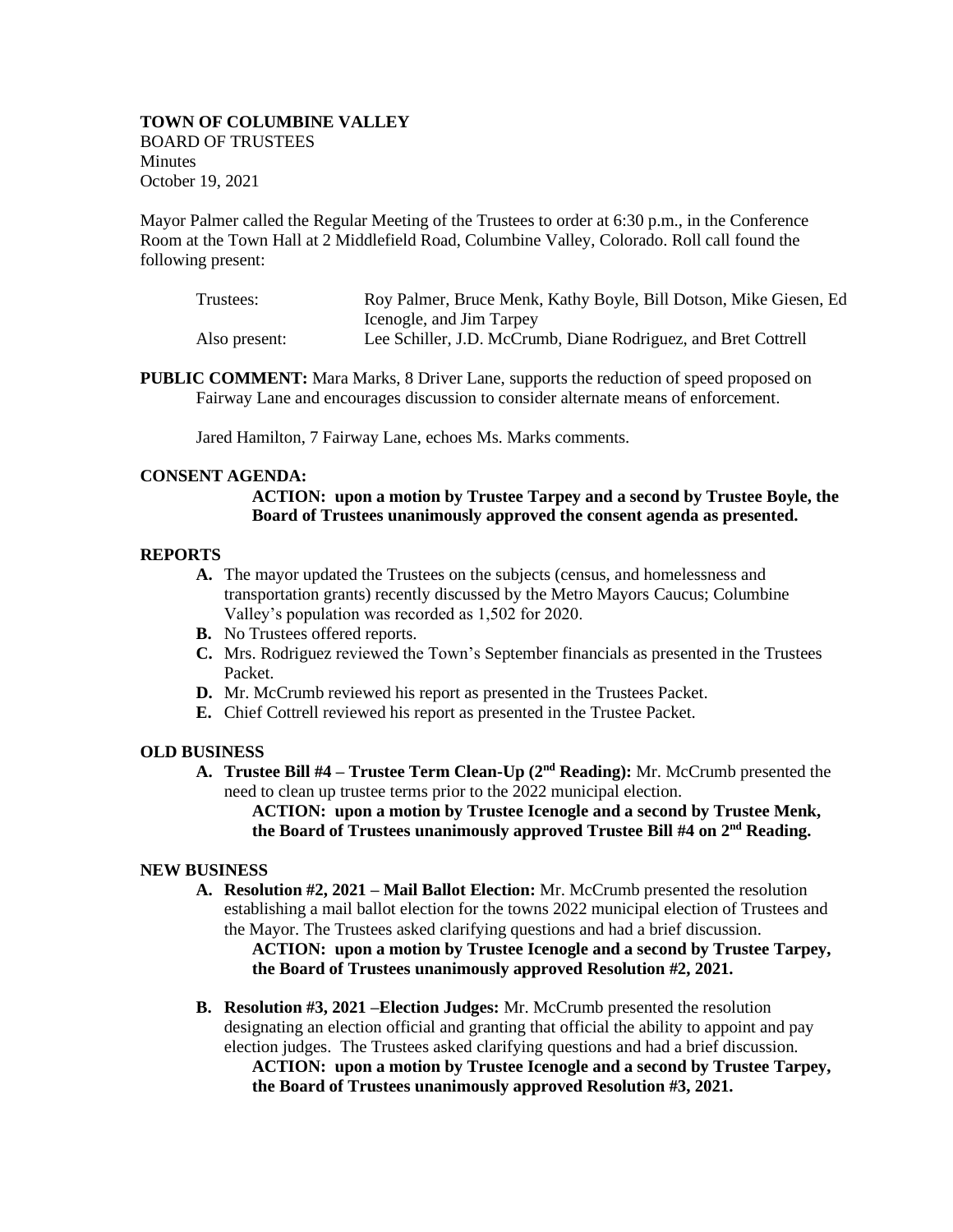**TOWN OF COLUMBINE VALLEY**
BOARD OF TRUSTEES
Minutes
October 19, 2021

Mayor Palmer called the Regular Meeting of the Trustees to order at 6:30 p.m., in the Conference Room at the Town Hall at 2 Middlefield Road, Columbine Valley, Colorado. Roll call found the following present:

| | |
|---|---|
| Trustees: | Roy Palmer, Bruce Menk, Kathy Boyle, Bill Dotson, Mike Giesen, Ed Icenogle, and Jim Tarpey |
| Also present: | Lee Schiller, J.D. McCrumb, Diane Rodriguez, and Bret Cottrell |

**PUBLIC COMMENT:** Mara Marks, 8 Driver Lane, supports the reduction of speed proposed on Fairway Lane and encourages discussion to consider alternate means of enforcement.

Jared Hamilton, 7 Fairway Lane, echoes Ms. Marks comments.

**CONSENT AGENDA:**

**ACTION: upon a motion by Trustee Tarpey and a second by Trustee Boyle, the Board of Trustees unanimously approved the consent agenda as presented.**

**REPORTS**

- **A.** The mayor updated the Trustees on the subjects (census, and homelessness and transportation grants) recently discussed by the Metro Mayors Caucus; Columbine Valley's population was recorded as 1,502 for 2020.
- **B.** No Trustees offered reports.
- **C.** Mrs. Rodriguez reviewed the Town's September financials as presented in the Trustees Packet.
- **D.** Mr. McCrumb reviewed his report as presented in the Trustees Packet.
- **E.** Chief Cottrell reviewed his report as presented in the Trustee Packet.

**OLD BUSINESS**

- **A. Trustee Bill #4 – Trustee Term Clean-Up (2nd Reading):** Mr. McCrumb presented the need to clean up trustee terms prior to the 2022 municipal election.

  **ACTION: upon a motion by Trustee Icenogle and a second by Trustee Menk, the Board of Trustees unanimously approved Trustee Bill #4 on 2nd Reading.**

**NEW BUSINESS**

- **A. Resolution #2, 2021 – Mail Ballot Election:** Mr. McCrumb presented the resolution establishing a mail ballot election for the towns 2022 municipal election of Trustees and the Mayor. The Trustees asked clarifying questions and had a brief discussion.

  **ACTION: upon a motion by Trustee Icenogle and a second by Trustee Tarpey, the Board of Trustees unanimously approved Resolution #2, 2021.**

- **B. Resolution #3, 2021 –Election Judges:** Mr. McCrumb presented the resolution designating an election official and granting that official the ability to appoint and pay election judges. The Trustees asked clarifying questions and had a brief discussion.

  **ACTION: upon a motion by Trustee Icenogle and a second by Trustee Tarpey, the Board of Trustees unanimously approved Resolution #3, 2021.**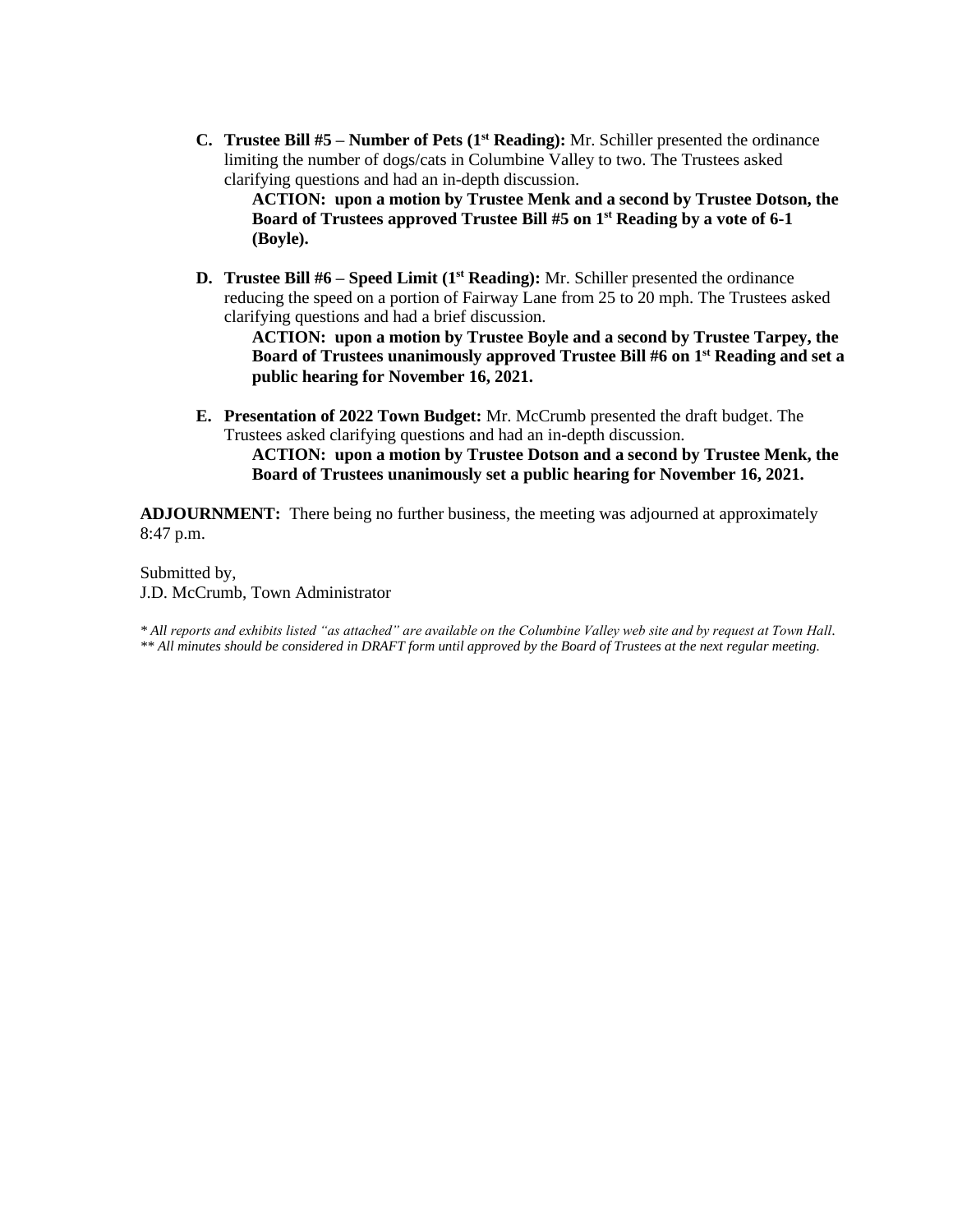C. **Trustee Bill #5 – Number of Pets (1st Reading):** Mr. Schiller presented the ordinance limiting the number of dogs/cats in Columbine Valley to two. The Trustees asked clarifying questions and had an in-depth discussion.

   **ACTION: upon a motion by Trustee Menk and a second by Trustee Dotson, the Board of Trustees approved Trustee Bill #5 on 1st Reading by a vote of 6-1 (Boyle).**

D. **Trustee Bill #6 – Speed Limit (1st Reading):** Mr. Schiller presented the ordinance reducing the speed on a portion of Fairway Lane from 25 to 20 mph. The Trustees asked clarifying questions and had a brief discussion.

   **ACTION: upon a motion by Trustee Boyle and a second by Trustee Tarpey, the Board of Trustees unanimously approved Trustee Bill #6 on 1st Reading and set a public hearing for November 16, 2021.**

E. **Presentation of 2022 Town Budget:** Mr. McCrumb presented the draft budget. The Trustees asked clarifying questions and had an in-depth discussion.

   **ACTION: upon a motion by Trustee Dotson and a second by Trustee Menk, the Board of Trustees unanimously set a public hearing for November 16, 2021.**

**ADJOURNMENT:** There being no further business, the meeting was adjourned at approximately 8:47 p.m.

Submitted by,
J.D. McCrumb, Town Administrator

*\* All reports and exhibits listed "as attached" are available on the Columbine Valley web site and by request at Town Hall.*
*\*\* All minutes should be considered in DRAFT form until approved by the Board of Trustees at the next regular meeting.*